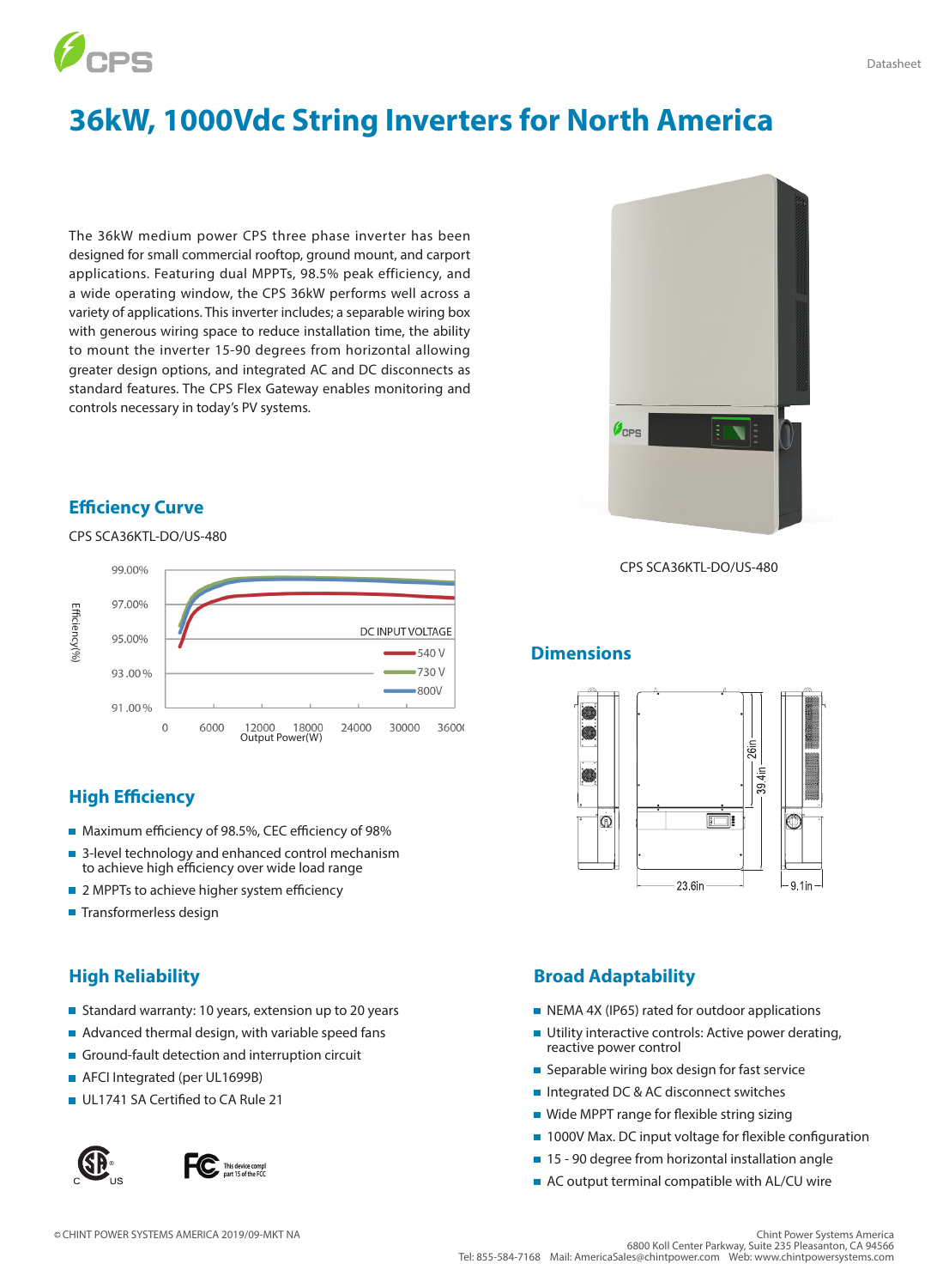# 36kW, 1000Vdc String Inverters for North America

The 36kW medium power CPS three phase inverter has been designed for small commercial rooftop, ground mount, and carport applications. Featuring dual MPPTs, 98.5% peak efficiency, and a wide operating window, the CPS 36kW performs well across a variety of applications. This inverter includes; a separable wiring box with generous wiring space to reduce installation time, the ability to mount the inverter 15-90 degrees from horizontal allowing greater design options, and integrated AC and DC disconnects as standard features. The CPS Flex Gateway enables monitoring and controls necessary in today's PV systems.

CPS SCA36KTL-DO/US-480

## Efficiency Curve

CPS SCA36KTL-DO/US-480

## Dimensions

## High Efficiency

- Maximum efficiency of 98.5%, CEC efficiency of 98%
- 3-level technology and enhanced control mechanism to achieve high efficiency over wide load range
- 2 MPPTs to achieve higher system efficiency
- Transformerless design

## High Reliability

- Standard warranty: 10 years, extension up to 20 years
- Advanced thermal design, with variable speed fans
- Ground-fault detection and interruption circuit
- AFCI Integrated (per UL1699B)
- UL1741 SA Certified to CA Rule 21

## Broad Adaptability

- NEMA 4X (IP65) rated for outdoor applications
- Utility interactive controls: Active power derating, reactive power control
- Separable wiring box design for fast service
- Integrated DC & AC disconnect switches
- Wide MPPT range for flexible string sizing
- 1000V Max. DC input voltage for flexible configuration
- 15 - 90 degree from horizontal installation angle
- AC output terminal compatible with AL/CU wire

© CHINT POWER SYSTEMS AMERICA 2019/09-MKT NA

Chint Power Systems America
6800 Koll Center Parkway, Suite 235 Pleasanton, CA 94566
Tel: 855-584-7168 Mail: AmericaSales@chintpower.com Web: www.chintpowersystems.com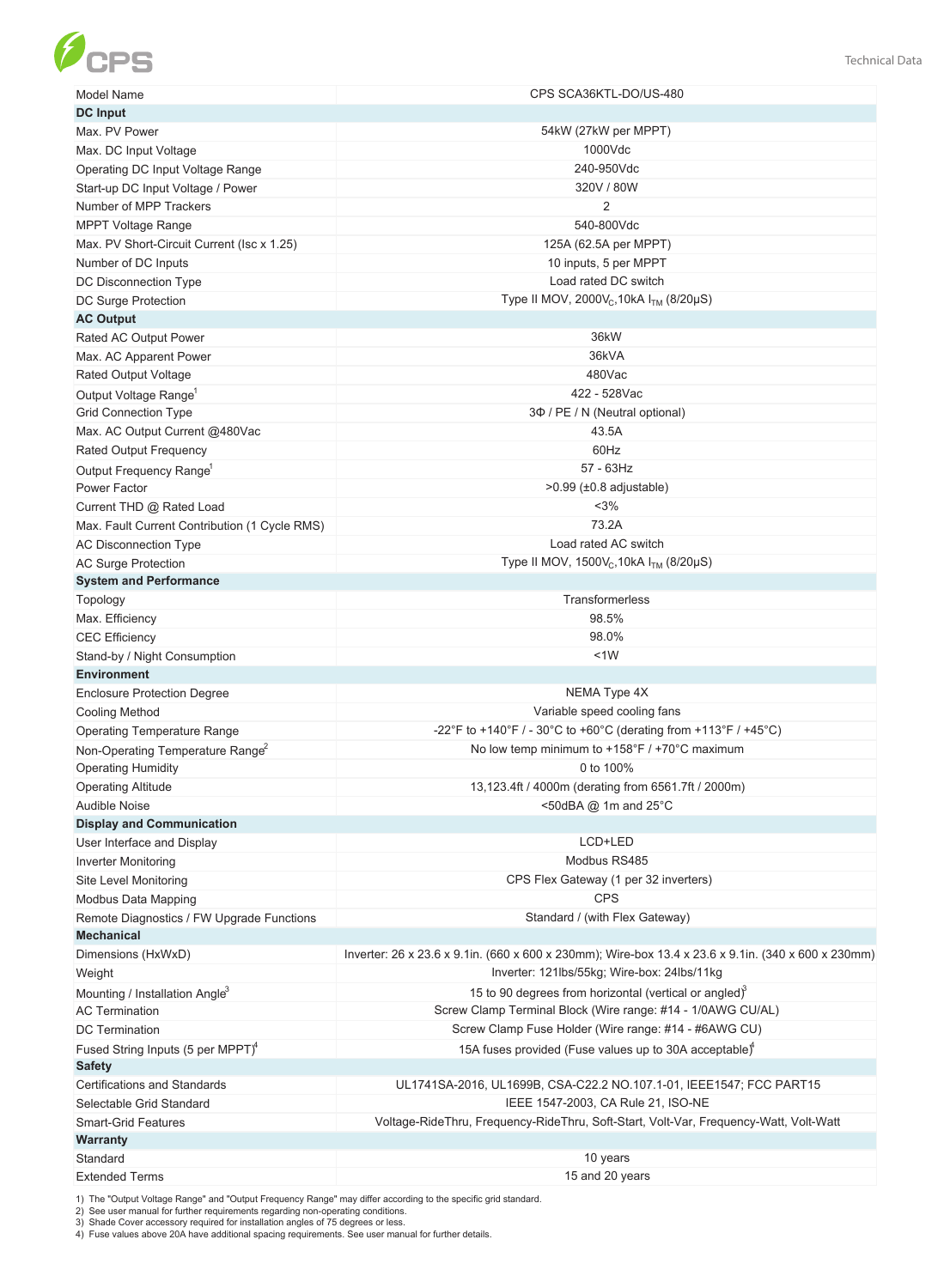| Model Name | CPS SCA36KTL-DO/US-480 |
|---|---|
| **DC Input** | |
| Max. PV Power | 54kW (27kW per MPPT) |
| Max. DC Input Voltage | 1000Vdc |
| Operating DC Input Voltage Range | 240-950Vdc |
| Start-up DC Input Voltage / Power | 320V / 80W |
| Number of MPP Trackers | 2 |
| MPPT Voltage Range | 540-800Vdc |
| Max. PV Short-Circuit Current (Isc x 1.25) | 125A (62.5A per MPPT) |
| Number of DC Inputs | 10 inputs, 5 per MPPT |
| DC Disconnection Type | Load rated DC switch |
| DC Surge Protection | Type II MOV, 2000$V_C$,10kA $I_{TM}$ (8/20μS) |
| **AC Output** | |
| Rated AC Output Power | 36kW |
| Max. AC Apparent Power | 36kVA |
| Rated Output Voltage | 480Vac |
| Output Voltage Range[1] | 422 - 528Vac |
| Grid Connection Type | 3Φ / PE / N (Neutral optional) |
| Max. AC Output Current @480Vac | 43.5A |
| Rated Output Frequency | 60Hz |
| Output Frequency Range[1] | 57 - 63Hz |
| Power Factor | >0.99 (±0.8 adjustable) |
| Current THD @ Rated Load | <3% |
| Max. Fault Current Contribution (1 Cycle RMS) | 73.2A |
| AC Disconnection Type | Load rated AC switch |
| AC Surge Protection | Type II MOV, 1500$V_C$,10kA $I_{TM}$ (8/20μS) |
| **System and Performance** | |
| Topology | Transformerless |
| Max. Efficiency | 98.5% |
| CEC Efficiency | 98.0% |
| Stand-by / Night Consumption | <1W |
| **Environment** | |
| Enclosure Protection Degree | NEMA Type 4X |
| Cooling Method | Variable speed cooling fans |
| Operating Temperature Range | -22°F to +140°F / - 30°C to +60°C (derating from +113°F / +45°C) |
| Non-Operating Temperature Range[2] | No low temp minimum to +158°F / +70°C maximum |
| Operating Humidity | 0 to 100% |
| Operating Altitude | 13,123.4ft / 4000m (derating from 6561.7ft / 2000m) |
| Audible Noise | <50dBA @ 1m and 25°C |
| **Display and Communication** | |
| User Interface and Display | LCD+LED |
| Inverter Monitoring | Modbus RS485 |
| Site Level Monitoring | CPS Flex Gateway (1 per 32 inverters) |
| Modbus Data Mapping | CPS |
| Remote Diagnostics / FW Upgrade Functions | Standard / (with Flex Gateway) |
| **Mechanical** | |
| Dimensions (HxWxD) | Inverter: 26 x 23.6 x 9.1in. (660 x 600 x 230mm); Wire-box 13.4 x 23.6 x 9.1in. (340 x 600 x 230mm) |
| Weight | Inverter: 121lbs/55kg; Wire-box: 24lbs/11kg |
| Mounting / Installation Angle[3] | 15 to 90 degrees from horizontal (vertical or angled)[3] |
| AC Termination | Screw Clamp Terminal Block (Wire range: #14 - 1/0AWG CU/AL) |
| DC Termination | Screw Clamp Fuse Holder (Wire range: #14 - #6AWG CU) |
| Fused String Inputs (5 per MPPT)[4] | 15A fuses provided (Fuse values up to 30A acceptable)[4] |
| **Safety** | |
| Certifications and Standards | UL1741SA-2016, UL1699B, CSA-C22.2 NO.107.1-01, IEEE1547; FCC PART15 |
| Selectable Grid Standard | IEEE 1547-2003, CA Rule 21, ISO-NE |
| Smart-Grid Features | Voltage-RideThru, Frequency-RideThru, Soft-Start, Volt-Var, Frequency-Watt, Volt-Watt |
| **Warranty** | |
| Standard | 10 years |
| Extended Terms | 15 and 20 years |

1) The "Output Voltage Range" and "Output Frequency Range" may differ according to the specific grid standard.
2) See user manual for further requirements regarding non-operating conditions.
3) Shade Cover accessory required for installation angles of 75 degrees or less.
4) Fuse values above 20A have additional spacing requirements. See user manual for further details.